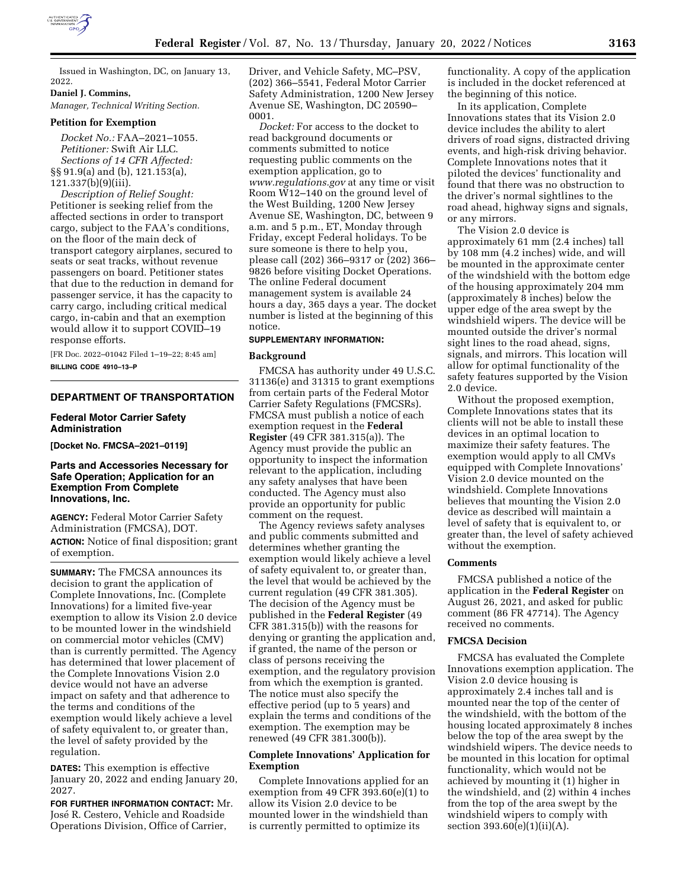Issued in Washington, DC, on January 13, 2022.

**Daniel J. Commins,**

*Manager, Technical Writing Section.*

**Petition for Exemption**

*Docket No.:* FAA–2021–1055.

*Petitioner:* Swift Air LLC.

*Sections of 14 CFR Affected:* §§ 91.9(a) and (b), 121.153(a), 121.337(b)(9)(iii).

*Description of Relief Sought:* Petitioner is seeking relief from the affected sections in order to transport cargo, subject to the FAA's conditions, on the floor of the main deck of transport category airplanes, secured to seats or seat tracks, without revenue passengers on board. Petitioner states that due to the reduction in demand for passenger service, it has the capacity to carry cargo, including critical medical cargo, in-cabin and that an exemption would allow it to support COVID–19 response efforts.

[FR Doc. 2022–01042 Filed 1–19–22; 8:45 am]

**BILLING CODE 4910–13–P**

## DEPARTMENT OF TRANSPORTATION

### Federal Motor Carrier Safety Administration

**[Docket No. FMCSA–2021–0119]**

### Parts and Accessories Necessary for Safe Operation; Application for an Exemption From Complete Innovations, Inc.

**AGENCY:** Federal Motor Carrier Safety Administration (FMCSA), DOT.

**ACTION:** Notice of final disposition; grant of exemption.

**SUMMARY:** The FMCSA announces its decision to grant the application of Complete Innovations, Inc. (Complete Innovations) for a limited five-year exemption to allow its Vision 2.0 device to be mounted lower in the windshield on commercial motor vehicles (CMV) than is currently permitted. The Agency has determined that lower placement of the Complete Innovations Vision 2.0 device would not have an adverse impact on safety and that adherence to the terms and conditions of the exemption would likely achieve a level of safety equivalent to, or greater than, the level of safety provided by the regulation.

**DATES:** This exemption is effective January 20, 2022 and ending January 20, 2027.

**FOR FURTHER INFORMATION CONTACT:** Mr. José R. Cestero, Vehicle and Roadside Operations Division, Office of Carrier, Driver, and Vehicle Safety, MC–PSV, (202) 366–5541, Federal Motor Carrier Safety Administration, 1200 New Jersey Avenue SE, Washington, DC 20590–0001.

*Docket:* For access to the docket to read background documents or comments submitted to notice requesting public comments on the exemption application, go to *www.regulations.gov* at any time or visit Room W12–140 on the ground level of the West Building, 1200 New Jersey Avenue SE, Washington, DC, between 9 a.m. and 5 p.m., ET, Monday through Friday, except Federal holidays. To be sure someone is there to help you, please call (202) 366–9317 or (202) 366–9826 before visiting Docket Operations. The online Federal document management system is available 24 hours a day, 365 days a year. The docket number is listed at the beginning of this notice.

**SUPPLEMENTARY INFORMATION:**

**Background**

FMCSA has authority under 49 U.S.C. 31136(e) and 31315 to grant exemptions from certain parts of the Federal Motor Carrier Safety Regulations (FMCSRs). FMCSA must publish a notice of each exemption request in the **Federal Register** (49 CFR 381.315(a)). The Agency must provide the public an opportunity to inspect the information relevant to the application, including any safety analyses that have been conducted. The Agency must also provide an opportunity for public comment on the request.

The Agency reviews safety analyses and public comments submitted and determines whether granting the exemption would likely achieve a level of safety equivalent to, or greater than, the level that would be achieved by the current regulation (49 CFR 381.305). The decision of the Agency must be published in the **Federal Register** (49 CFR 381.315(b)) with the reasons for denying or granting the application and, if granted, the name of the person or class of persons receiving the exemption, and the regulatory provision from which the exemption is granted. The notice must also specify the effective period (up to 5 years) and explain the terms and conditions of the exemption. The exemption may be renewed (49 CFR 381.300(b)).

**Complete Innovations' Application for Exemption**

Complete Innovations applied for an exemption from 49 CFR 393.60(e)(1) to allow its Vision 2.0 device to be mounted lower in the windshield than is currently permitted to optimize its functionality. A copy of the application is included in the docket referenced at the beginning of this notice.

In its application, Complete Innovations states that its Vision 2.0 device includes the ability to alert drivers of road signs, distracted driving events, and high-risk driving behavior. Complete Innovations notes that it piloted the devices' functionality and found that there was no obstruction to the driver's normal sightlines to the road ahead, highway signs and signals, or any mirrors.

The Vision 2.0 device is approximately 61 mm (2.4 inches) tall by 108 mm (4.2 inches) wide, and will be mounted in the approximate center of the windshield with the bottom edge of the housing approximately 204 mm (approximately 8 inches) below the upper edge of the area swept by the windshield wipers. The device will be mounted outside the driver's normal sight lines to the road ahead, signs, signals, and mirrors. This location will allow for optimal functionality of the safety features supported by the Vision 2.0 device.

Without the proposed exemption, Complete Innovations states that its clients will not be able to install these devices in an optimal location to maximize their safety features. The exemption would apply to all CMVs equipped with Complete Innovations' Vision 2.0 device mounted on the windshield. Complete Innovations believes that mounting the Vision 2.0 device as described will maintain a level of safety that is equivalent to, or greater than, the level of safety achieved without the exemption.

**Comments**

FMCSA published a notice of the application in the **Federal Register** on August 26, 2021, and asked for public comment (86 FR 47714). The Agency received no comments.

**FMCSA Decision**

FMCSA has evaluated the Complete Innovations exemption application. The Vision 2.0 device housing is approximately 2.4 inches tall and is mounted near the top of the center of the windshield, with the bottom of the housing located approximately 8 inches below the top of the area swept by the windshield wipers. The device needs to be mounted in this location for optimal functionality, which would not be achieved by mounting it (1) higher in the windshield, and (2) within 4 inches from the top of the area swept by the windshield wipers to comply with section 393.60(e)(1)(ii)(A).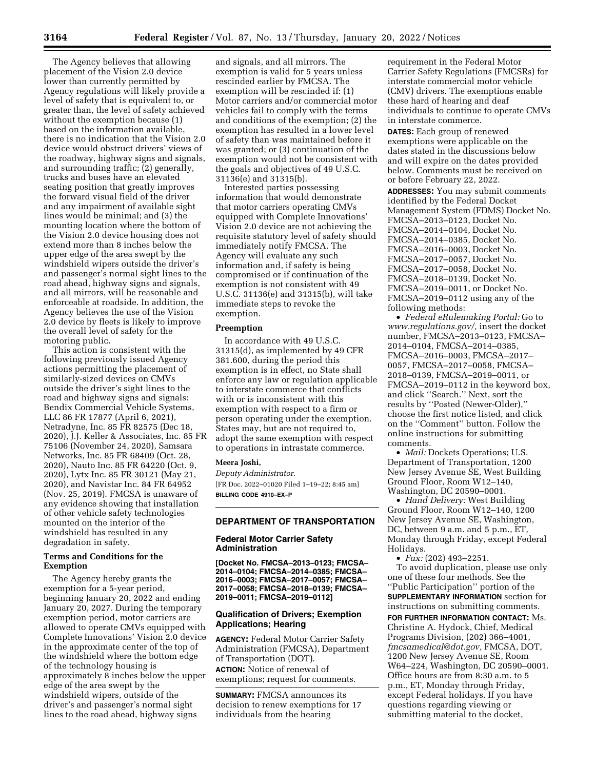The Agency believes that allowing placement of the Vision 2.0 device lower than currently permitted by Agency regulations will likely provide a level of safety that is equivalent to, or greater than, the level of safety achieved without the exemption because (1) based on the information available, there is no indication that the Vision 2.0 device would obstruct drivers' views of the roadway, highway signs and signals, and surrounding traffic; (2) generally, trucks and buses have an elevated seating position that greatly improves the forward visual field of the driver and any impairment of available sight lines would be minimal; and (3) the mounting location where the bottom of the Vision 2.0 device housing does not extend more than 8 inches below the upper edge of the area swept by the windshield wipers outside the driver's and passenger's normal sight lines to the road ahead, highway signs and signals, and all mirrors, will be reasonable and enforceable at roadside. In addition, the Agency believes the use of the Vision 2.0 device by fleets is likely to improve the overall level of safety for the motoring public.

This action is consistent with the following previously issued Agency actions permitting the placement of similarly-sized devices on CMVs outside the driver's sight lines to the road and highway signs and signals: Bendix Commercial Vehicle Systems, LLC 86 FR 17877 (April 6, 2021), Netradyne, Inc. 85 FR 82575 (Dec 18, 2020), J.J. Keller & Associates, Inc. 85 FR 75106 (November 24, 2020), Samsara Networks, Inc. 85 FR 68409 (Oct. 28, 2020), Nauto Inc. 85 FR 64220 (Oct. 9, 2020), Lytx Inc. 85 FR 30121 (May 21, 2020), and Navistar Inc. 84 FR 64952 (Nov. 25, 2019). FMCSA is unaware of any evidence showing that installation of other vehicle safety technologies mounted on the interior of the windshield has resulted in any degradation in safety.

### Terms and Conditions for the Exemption

The Agency hereby grants the exemption for a 5-year period, beginning January 20, 2022 and ending January 20, 2027. During the temporary exemption period, motor carriers are allowed to operate CMVs equipped with Complete Innovations' Vision 2.0 device in the approximate center of the top of the windshield where the bottom edge of the technology housing is approximately 8 inches below the upper edge of the area swept by the windshield wipers, outside of the driver's and passenger's normal sight lines to the road ahead, highway signs and signals, and all mirrors. The exemption is valid for 5 years unless rescinded earlier by FMCSA. The exemption will be rescinded if: (1) Motor carriers and/or commercial motor vehicles fail to comply with the terms and conditions of the exemption; (2) the exemption has resulted in a lower level of safety than was maintained before it was granted; or (3) continuation of the exemption would not be consistent with the goals and objectives of 49 U.S.C. 31136(e) and 31315(b).

Interested parties possessing information that would demonstrate that motor carriers operating CMVs equipped with Complete Innovations' Vision 2.0 device are not achieving the requisite statutory level of safety should immediately notify FMCSA. The Agency will evaluate any such information and, if safety is being compromised or if continuation of the exemption is not consistent with 49 U.S.C. 31136(e) and 31315(b), will take immediate steps to revoke the exemption.

### Preemption

In accordance with 49 U.S.C. 31315(d), as implemented by 49 CFR 381.600, during the period this exemption is in effect, no State shall enforce any law or regulation applicable to interstate commerce that conflicts with or is inconsistent with this exemption with respect to a firm or person operating under the exemption. States may, but are not required to, adopt the same exemption with respect to operations in intrastate commerce.

**Meera Joshi,**

*Deputy Administrator.*

[FR Doc. 2022–01020 Filed 1–19–22; 8:45 am]

**BILLING CODE 4910–EX–P**

## DEPARTMENT OF TRANSPORTATION

### Federal Motor Carrier Safety Administration

**[Docket No. FMCSA–2013–0123; FMCSA–2014–0104; FMCSA–2014–0385; FMCSA–2016–0003; FMCSA–2017–0057; FMCSA–2017–0058; FMCSA–2018–0139; FMCSA–2019–0011; FMCSA–2019–0112]**

### Qualification of Drivers; Exemption Applications; Hearing

**AGENCY:** Federal Motor Carrier Safety Administration (FMCSA), Department of Transportation (DOT).

**ACTION:** Notice of renewal of exemptions; request for comments.

**SUMMARY:** FMCSA announces its decision to renew exemptions for 17 individuals from the hearing requirement in the Federal Motor Carrier Safety Regulations (FMCSRs) for interstate commercial motor vehicle (CMV) drivers. The exemptions enable these hard of hearing and deaf individuals to continue to operate CMVs in interstate commerce.

**DATES:** Each group of renewed exemptions were applicable on the dates stated in the discussions below and will expire on the dates provided below. Comments must be received on or before February 22, 2022.

**ADDRESSES:** You may submit comments identified by the Federal Docket Management System (FDMS) Docket No. FMCSA–2013–0123, Docket No. FMCSA–2014–0104, Docket No. FMCSA–2014–0385, Docket No. FMCSA–2016–0003, Docket No. FMCSA–2017–0057, Docket No. FMCSA–2017–0058, Docket No. FMCSA–2018–0139, Docket No. FMCSA–2019–0011, or Docket No. FMCSA–2019–0112 using any of the following methods:

- *Federal eRulemaking Portal:* Go to *www.regulations.gov/,* insert the docket number, FMCSA–2013–0123, FMCSA–2014–0104, FMCSA–2014–0385, FMCSA–2016–0003, FMCSA–2017–0057, FMCSA–2017–0058, FMCSA–2018–0139, FMCSA–2019–0011, or FMCSA–2019–0112 in the keyword box, and click "Search." Next, sort the results by "Posted (Newer-Older)," choose the first notice listed, and click on the "Comment" button. Follow the online instructions for submitting comments.
- *Mail:* Dockets Operations; U.S. Department of Transportation, 1200 New Jersey Avenue SE, West Building Ground Floor, Room W12–140, Washington, DC 20590–0001.
- *Hand Delivery:* West Building Ground Floor, Room W12–140, 1200 New Jersey Avenue SE, Washington, DC, between 9 a.m. and 5 p.m., ET, Monday through Friday, except Federal Holidays.
- *Fax:* (202) 493–2251.

To avoid duplication, please use only one of these four methods. See the "Public Participation" portion of the **SUPPLEMENTARY INFORMATION** section for instructions on submitting comments.

**FOR FURTHER INFORMATION CONTACT:** Ms. Christine A. Hydock, Chief, Medical Programs Division, (202) 366–4001, *fmcsamedical@dot.gov,* FMCSA, DOT, 1200 New Jersey Avenue SE, Room W64–224, Washington, DC 20590–0001. Office hours are from 8:30 a.m. to 5 p.m., ET, Monday through Friday, except Federal holidays. If you have questions regarding viewing or submitting material to the docket,